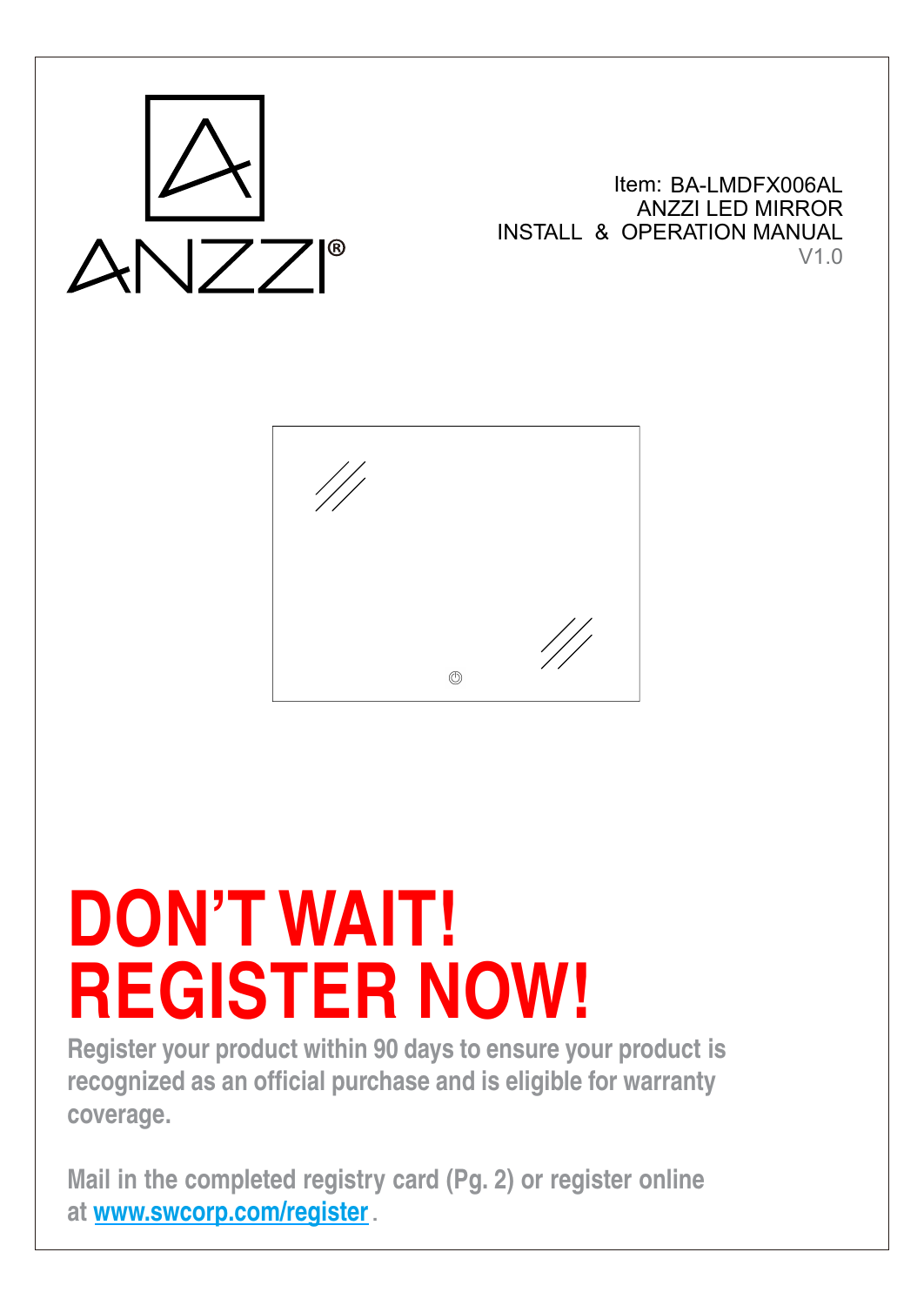ANZZI®

Item: BA-LMDFX006AL
ANZZI LED MIRROR
INSTALL & OPERATION MANUAL
V1.0

# DON'T WAIT! REGISTER NOW!

**Register your product within 90 days to ensure your product is recognized as an official purchase and is eligible for warranty coverage.**

**Mail in the completed registry card (Pg. 2) or register online at [www.swcorp.com/register](www.swcorp.com/register).**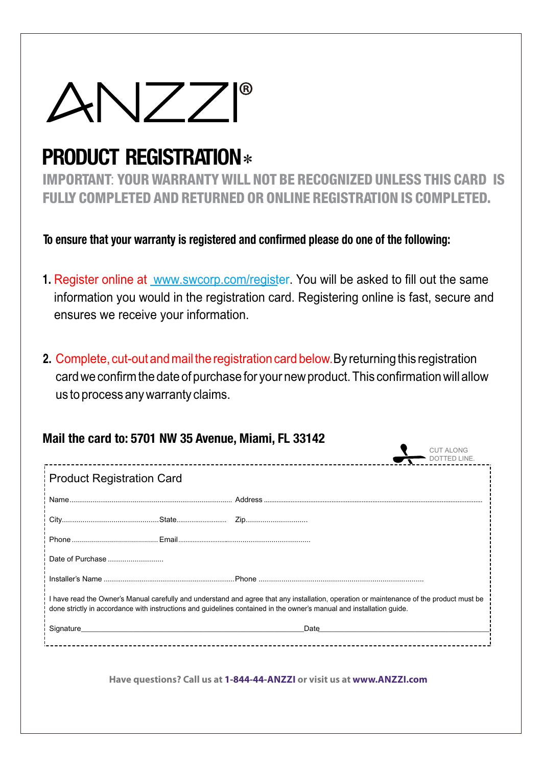ANZZI®

# PRODUCT REGISTRATION*

**IMPORTANT: YOUR WARRANTY WILL NOT BE RECOGNIZED UNLESS THIS CARD IS FULLY COMPLETED AND RETURNED OR ONLINE REGISTRATION IS COMPLETED.**

**To ensure that your warranty is registered and confirmed please do one of the following:**

1. Register online at www.swcorp.com/register. You will be asked to fill out the same information you would in the registration card. Registering online is fast, secure and ensures we receive your information.

2. Complete, cut-out and mail the registration card below. By returning this registration card we confirm the date of purchase for your new product. This confirmation will allow us to process any warranty claims.

**Mail the card to: 5701 NW 35 Avenue, Miami, FL 33142**

CUT ALONG DOTTED LINE.

## Product Registration Card

Name........................................ Address ........................................

City........................................State........................ Zip........................

Phone ........................................ Email........................................

Date of Purchase ........................

Installer's Name ........................................Phone ........................................

I have read the Owner's Manual carefully and understand and agree that any installation, operation or maintenance of the product must be done strictly in accordance with instructions and guidelines contained in the owner's manual and installation guide.

Signature________________________________________ Date________________________

**Have questions? Call us at 1-844-44-ANZZI or visit us at www.ANZZI.com**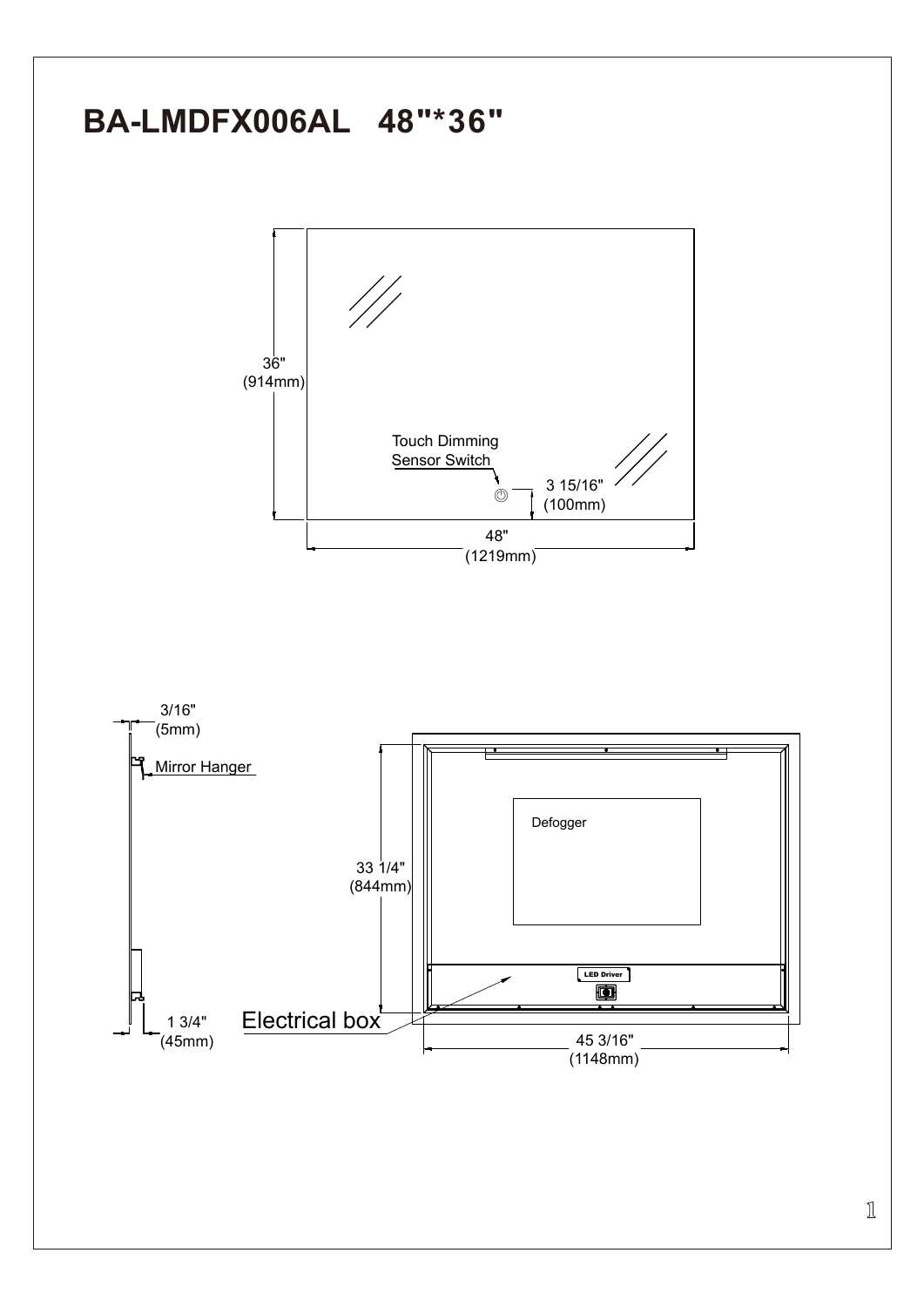# BA-LMDFX006AL 48"*36"

36" (914mm)

Touch Dimming Sensor Switch

3 15/16" (100mm)

48" (1219mm)

3/16" (5mm)

Mirror Hanger

1 3/4" (45mm)

33 1/4" (844mm)

Defogger

LED Driver

Electrical box

45 3/16" (1148mm)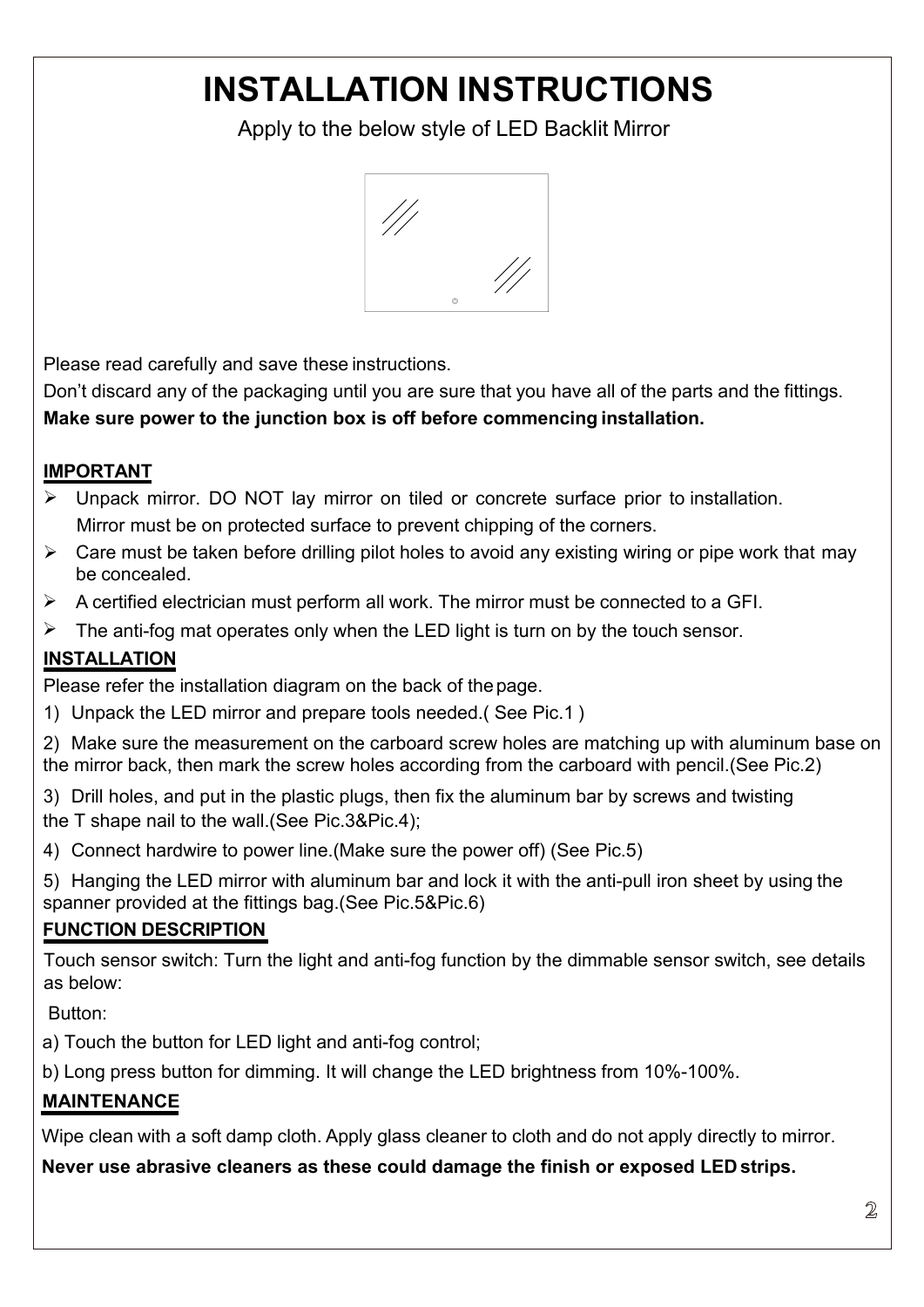# INSTALLATION INSTRUCTIONS

Apply to the below style of LED Backlit Mirror

Please read carefully and save these instructions.

Don't discard any of the packaging until you are sure that you have all of the parts and the fittings.

**Make sure power to the junction box is off before commencing installation.**

## IMPORTANT

- Unpack mirror. DO NOT lay mirror on tiled or concrete surface prior to installation. Mirror must be on protected surface to prevent chipping of the corners.
- Care must be taken before drilling pilot holes to avoid any existing wiring or pipe work that may be concealed.
- A certified electrician must perform all work. The mirror must be connected to a GFI.
- The anti-fog mat operates only when the LED light is turn on by the touch sensor.

## INSTALLATION

Please refer the installation diagram on the back of the page.

1) Unpack the LED mirror and prepare tools needed.( See Pic.1 )

2) Make sure the measurement on the carboard screw holes are matching up with aluminum base on the mirror back, then mark the screw holes according from the carboard with pencil.(See Pic.2)

3) Drill holes, and put in the plastic plugs, then fix the aluminum bar by screws and twisting the T shape nail to the wall.(See Pic.3&Pic.4);

4) Connect hardwire to power line.(Make sure the power off) (See Pic.5)

5) Hanging the LED mirror with aluminum bar and lock it with the anti-pull iron sheet by using the spanner provided at the fittings bag.(See Pic.5&Pic.6)

## FUNCTION DESCRIPTION

Touch sensor switch: Turn the light and anti-fog function by the dimmable sensor switch, see details as below:

Button:

a) Touch the button for LED light and anti-fog control;

b) Long press button for dimming. It will change the LED brightness from 10%-100%.

## MAINTENANCE

Wipe clean with a soft damp cloth. Apply glass cleaner to cloth and do not apply directly to mirror.

**Never use abrasive cleaners as these could damage the finish or exposed LED strips.**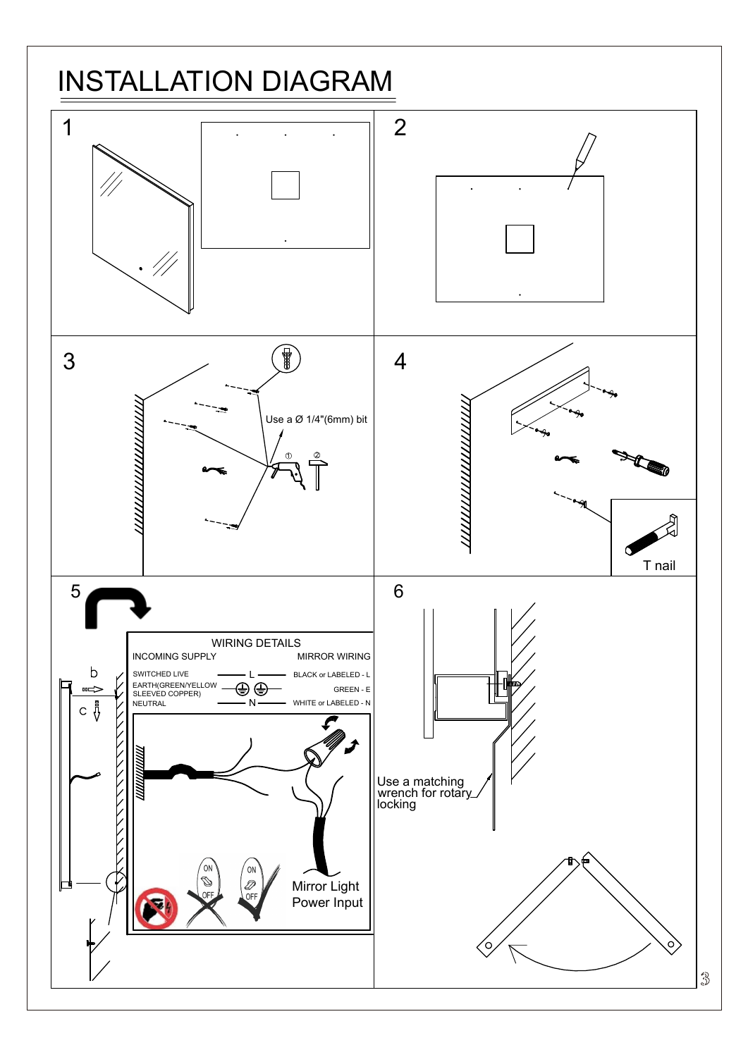# INSTALLATION DIAGRAM

1

2

3

Use a Ø 1/4"(6mm) bit

① ②

4

T nail

5

b

c

WIRING DETAILS

| INCOMING SUPPLY | | MIRROR WIRING |
|---|---|---|
| SWITCHED LIVE | L | BLACK or LABELED - L |
| EARTH(GREEN/YELLOW SLEEVED COPPER) | ⏚ ⏚ | GREEN - E |
| NEUTRAL | N | WHITE or LABELED - N |

ON
OFF

ON
OFF

Mirror Light
Power Input

6

Use a matching wrench for rotary locking